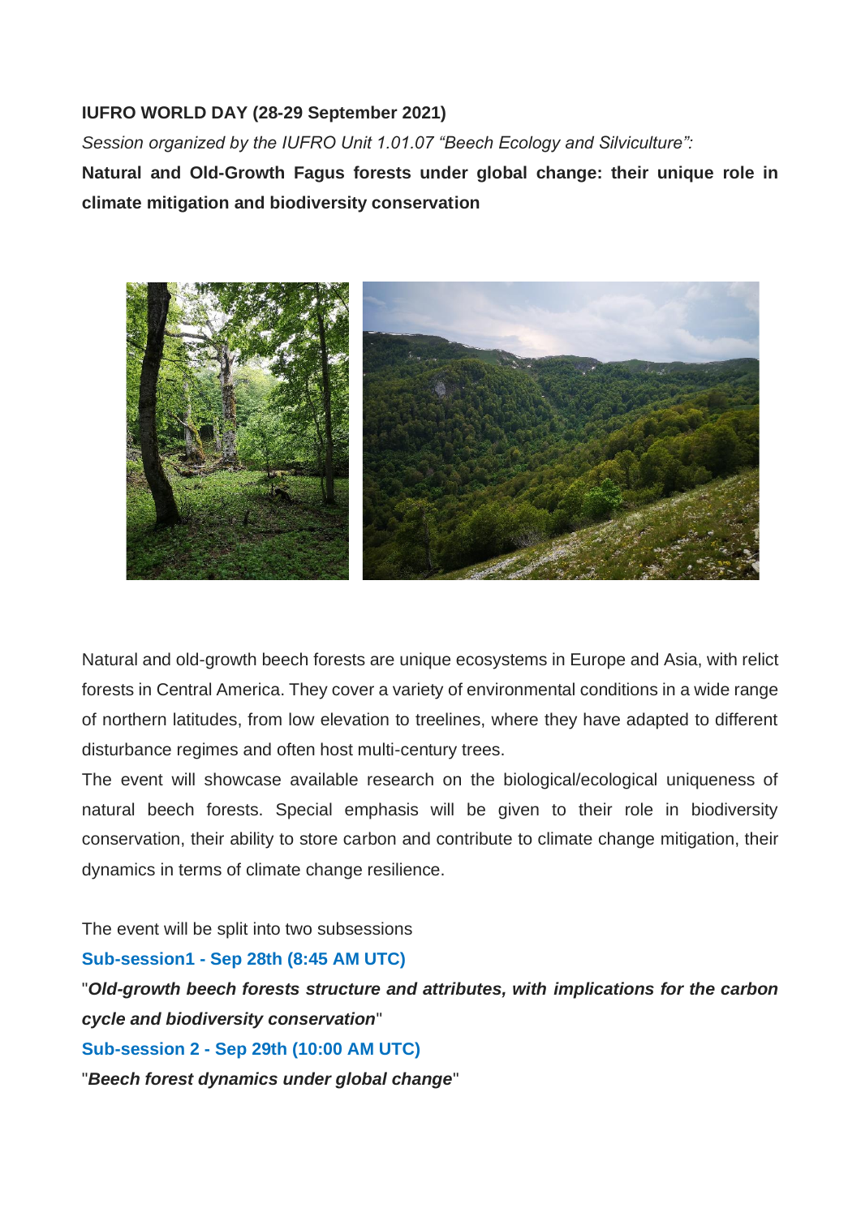**IUFRO WORLD DAY (28-29 September 2021)**

*Session organized by the IUFRO Unit 1.01.07 "Beech Ecology and Silviculture":*

**Natural and Old-Growth Fagus forests under global change: their unique role in climate mitigation and biodiversity conservation**

Natural and old-growth beech forests are unique ecosystems in Europe and Asia, with relict forests in Central America. They cover a variety of environmental conditions in a wide range of northern latitudes, from low elevation to treelines, where they have adapted to different disturbance regimes and often host multi-century trees.

The event will showcase available research on the biological/ecological uniqueness of natural beech forests. Special emphasis will be given to their role in biodiversity conservation, their ability to store carbon and contribute to climate change mitigation, their dynamics in terms of climate change resilience.

The event will be split into two subsessions

**Sub-session1 - Sep 28th (8:45 AM UTC)**

"***Old-growth beech forests structure and attributes, with implications for the carbon cycle and biodiversity conservation***"

**Sub-session 2 - Sep 29th (10:00 AM UTC)**

"***Beech forest dynamics under global change***"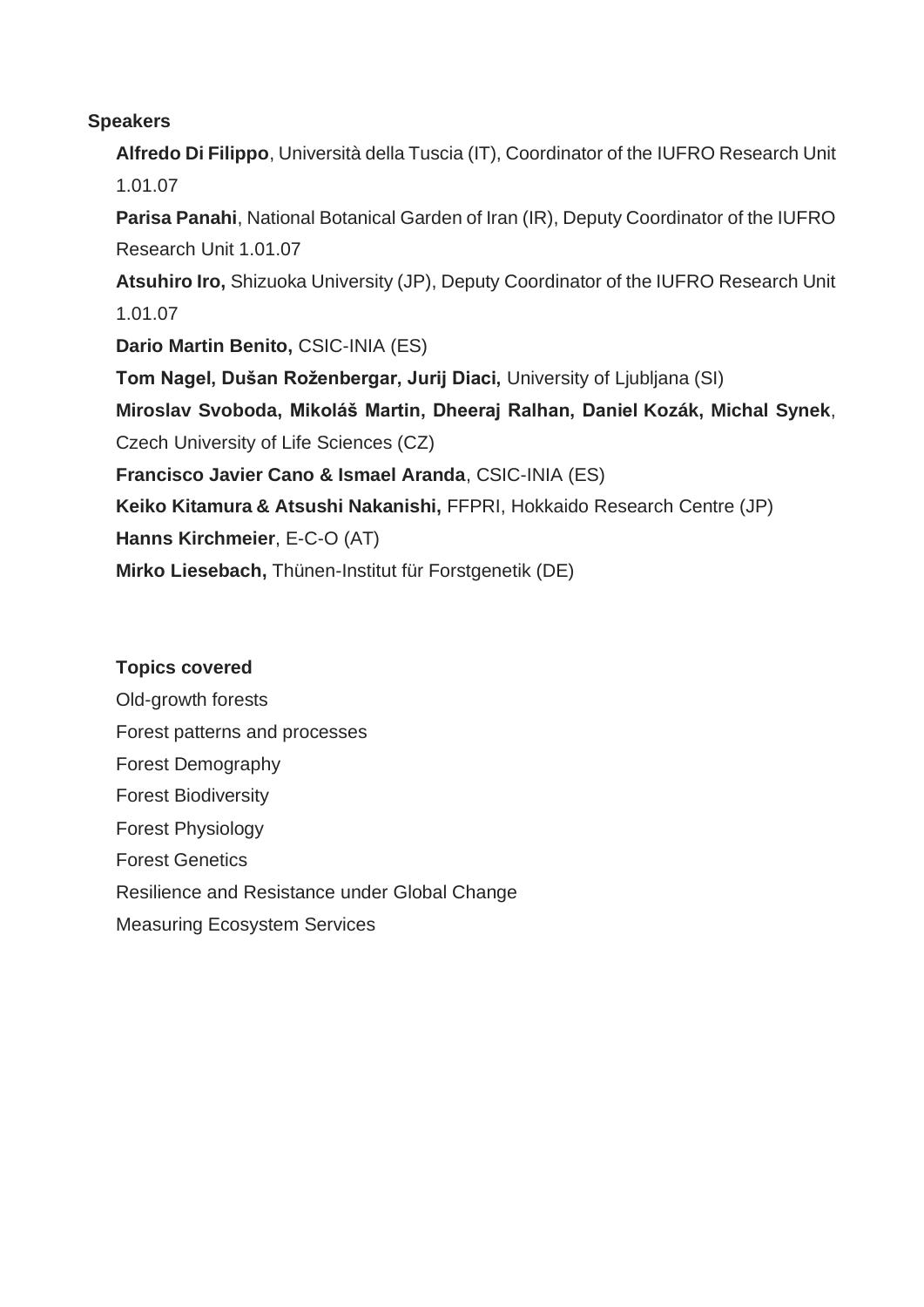**Speakers**

**Alfredo Di Filippo**, Università della Tuscia (IT), Coordinator of the IUFRO Research Unit 1.01.07

**Parisa Panahi**, National Botanical Garden of Iran (IR), Deputy Coordinator of the IUFRO Research Unit 1.01.07

**Atsuhiro Iro,** Shizuoka University (JP), Deputy Coordinator of the IUFRO Research Unit 1.01.07

**Dario Martin Benito,** CSIC-INIA (ES)

**Tom Nagel, Dušan Roženbergar, Jurij Diaci,** University of Ljubljana (SI)

**Miroslav Svoboda, Mikoláš Martin, Dheeraj Ralhan, Daniel Kozák, Michal Synek**, Czech University of Life Sciences (CZ)

**Francisco Javier Cano & Ismael Aranda**, CSIC-INIA (ES)

**Keiko Kitamura & Atsushi Nakanishi,** FFPRI, Hokkaido Research Centre (JP)

**Hanns Kirchmeier**, E-C-O (AT)

**Mirko Liesebach,** Thünen-Institut für Forstgenetik (DE)

**Topics covered**

Old-growth forests

Forest patterns and processes

Forest Demography

Forest Biodiversity

Forest Physiology

Forest Genetics

Resilience and Resistance under Global Change

Measuring Ecosystem Services